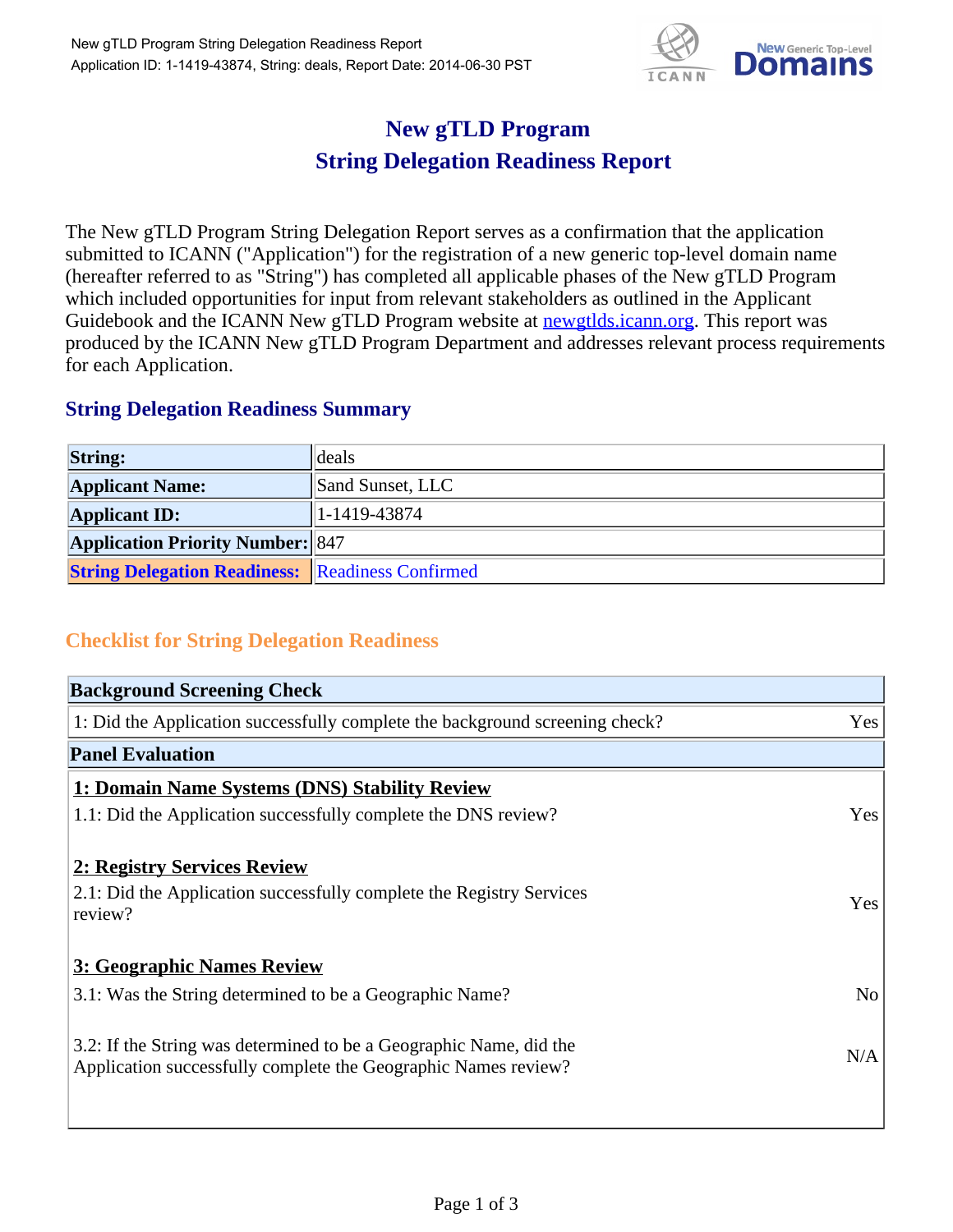# New gTLD Program
# String Delegation Readiness Report

The New gTLD Program String Delegation Report serves as a confirmation that the application submitted to ICANN ("Application") for the registration of a new generic top-level domain name (hereafter referred to as "String") has completed all applicable phases of the New gTLD Program which included opportunities for input from relevant stakeholders as outlined in the Applicant Guidebook and the ICANN New gTLD Program website at [newgtlds.icann.org](newgtlds.icann.org). This report was produced by the ICANN New gTLD Program Department and addresses relevant process requirements for each Application.

## String Delegation Readiness Summary

| | |
|---|---|
| **String:** | deals |
| **Applicant Name:** | Sand Sunset, LLC |
| **Applicant ID:** | 1-1419-43874 |
| **Application Priority Number:** | 847 |
| **String Delegation Readiness:** | Readiness Confirmed |

## Checklist for String Delegation Readiness

| **Background Screening Check** | |
|---|---|
| 1: Did the Application successfully complete the background screening check? | Yes |
| **Panel Evaluation** | |
| **1: Domain Name Systems (DNS) Stability Review** | |
| 1.1: Did the Application successfully complete the DNS review? | Yes |
| **2: Registry Services Review** | |
| 2.1: Did the Application successfully complete the Registry Services review? | Yes |
| **3: Geographic Names Review** | |
| 3.1: Was the String determined to be a Geographic Name? | No |
| 3.2: If the String was determined to be a Geographic Name, did the Application successfully complete the Geographic Names review? | N/A |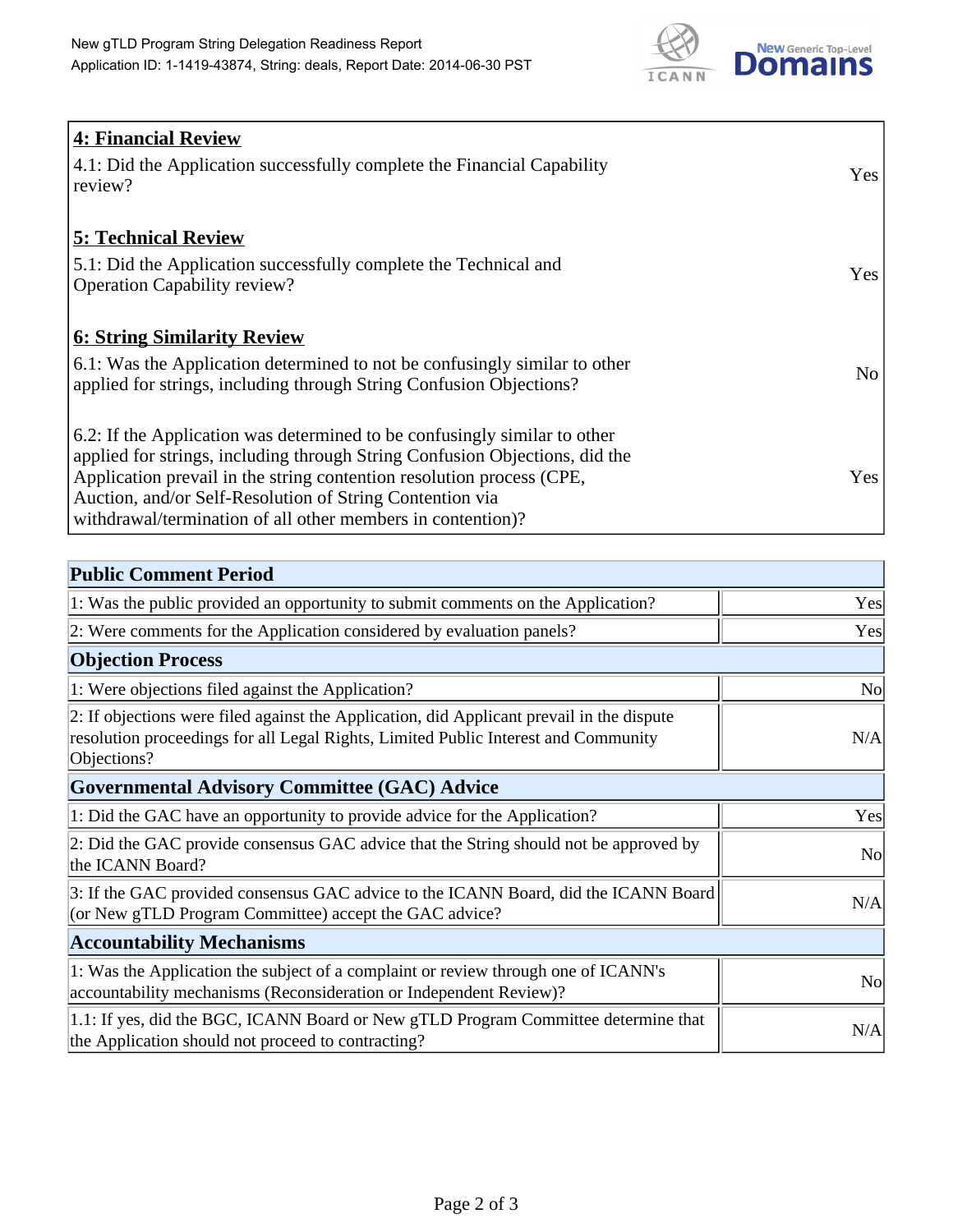| **4: Financial Review** | |
|---|---|
| 4.1: Did the Application successfully complete the Financial Capability review? | Yes |
| **5: Technical Review** | |
| 5.1: Did the Application successfully complete the Technical and Operation Capability review? | Yes |
| **6: String Similarity Review** | |
| 6.1: Was the Application determined to not be confusingly similar to other applied for strings, including through String Confusion Objections? | No |
| 6.2: If the Application was determined to be confusingly similar to other applied for strings, including through String Confusion Objections, did the Application prevail in the string contention resolution process (CPE, Auction, and/or Self-Resolution of String Contention via withdrawal/termination of all other members in contention)? | Yes |

| **Public Comment Period** | |
|---|---|
| 1: Was the public provided an opportunity to submit comments on the Application? | Yes |
| 2: Were comments for the Application considered by evaluation panels? | Yes |
| **Objection Process** | |
| 1: Were objections filed against the Application? | No |
| 2: If objections were filed against the Application, did Applicant prevail in the dispute resolution proceedings for all Legal Rights, Limited Public Interest and Community Objections? | N/A |
| **Governmental Advisory Committee (GAC) Advice** | |
| 1: Did the GAC have an opportunity to provide advice for the Application? | Yes |
| 2: Did the GAC provide consensus GAC advice that the String should not be approved by the ICANN Board? | No |
| 3: If the GAC provided consensus GAC advice to the ICANN Board, did the ICANN Board (or New gTLD Program Committee) accept the GAC advice? | N/A |
| **Accountability Mechanisms** | |
| 1: Was the Application the subject of a complaint or review through one of ICANN's accountability mechanisms (Reconsideration or Independent Review)? | No |
| 1.1: If yes, did the BGC, ICANN Board or New gTLD Program Committee determine that the Application should not proceed to contracting? | N/A |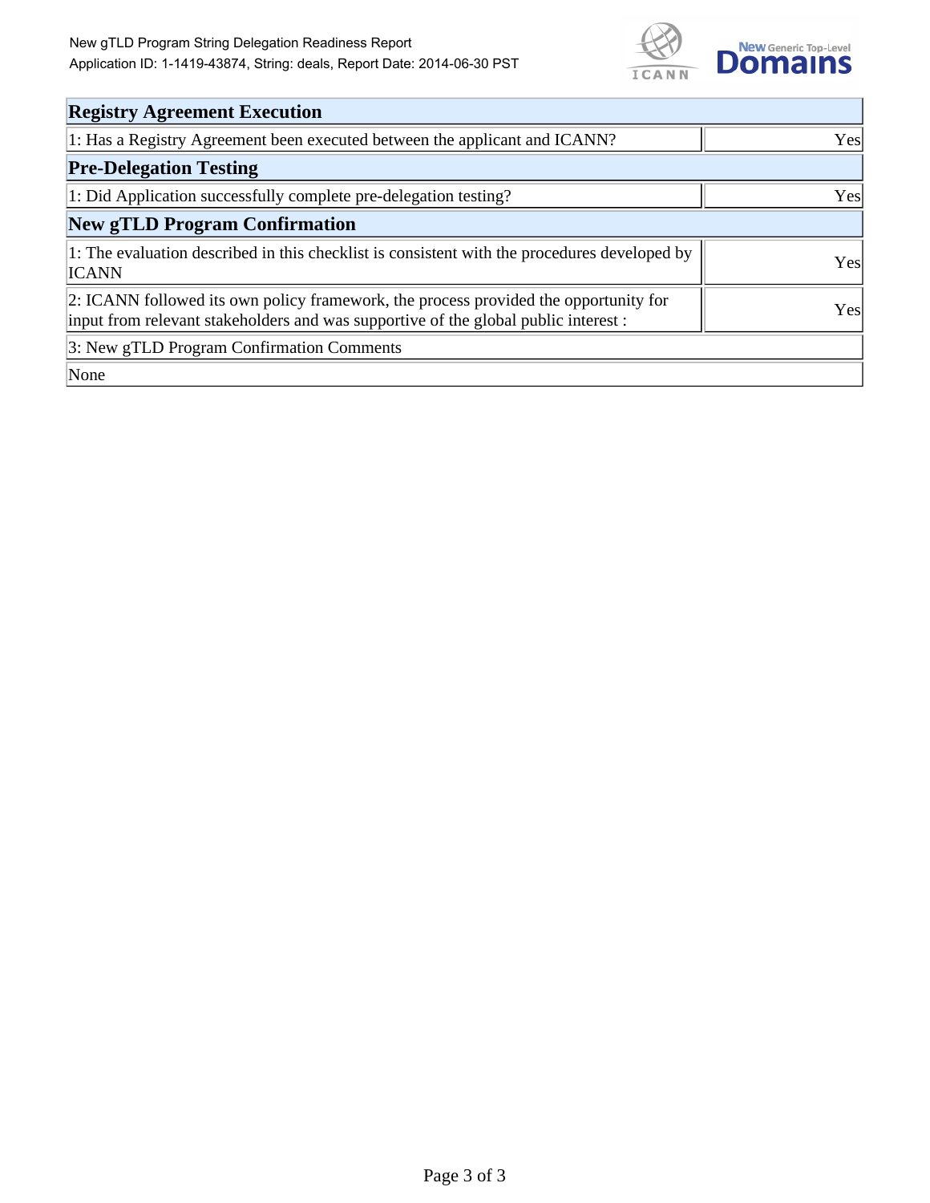| Registry Agreement Execution | |
|---|---|
| 1: Has a Registry Agreement been executed between the applicant and ICANN? | Yes |

| Pre-Delegation Testing | |
|---|---|
| 1: Did Application successfully complete pre-delegation testing? | Yes |

| New gTLD Program Confirmation | |
|---|---|
| 1: The evaluation described in this checklist is consistent with the procedures developed by ICANN | Yes |
| 2: ICANN followed its own policy framework, the process provided the opportunity for input from relevant stakeholders and was supportive of the global public interest : | Yes |
| 3: New gTLD Program Confirmation Comments | |
| None | |